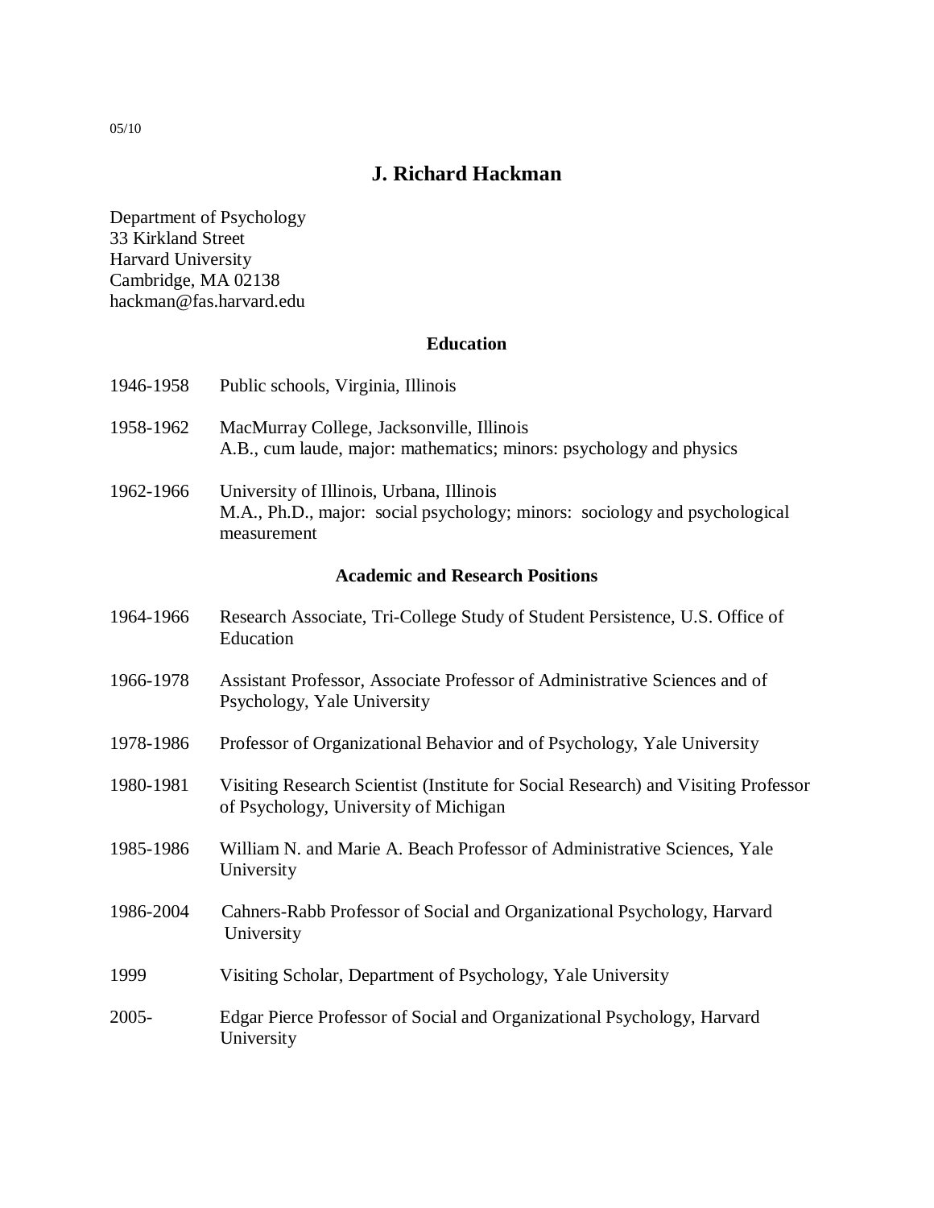05/10

# J. Richard Hackman

Department of Psychology
33 Kirkland Street
Harvard University
Cambridge, MA 02138
hackman@fas.harvard.edu

## Education

1946-1958 Public schools, Virginia, Illinois

1958-1962 MacMurray College, Jacksonville, Illinois
A.B., cum laude, major: mathematics; minors: psychology and physics

1962-1966 University of Illinois, Urbana, Illinois
M.A., Ph.D., major: social psychology; minors: sociology and psychological measurement

## Academic and Research Positions

1964-1966 Research Associate, Tri-College Study of Student Persistence, U.S. Office of Education

1966-1978 Assistant Professor, Associate Professor of Administrative Sciences and of Psychology, Yale University

1978-1986 Professor of Organizational Behavior and of Psychology, Yale University

1980-1981 Visiting Research Scientist (Institute for Social Research) and Visiting Professor of Psychology, University of Michigan

1985-1986 William N. and Marie A. Beach Professor of Administrative Sciences, Yale University

1986-2004 Cahners-Rabb Professor of Social and Organizational Psychology, Harvard University

1999 Visiting Scholar, Department of Psychology, Yale University

2005- Edgar Pierce Professor of Social and Organizational Psychology, Harvard University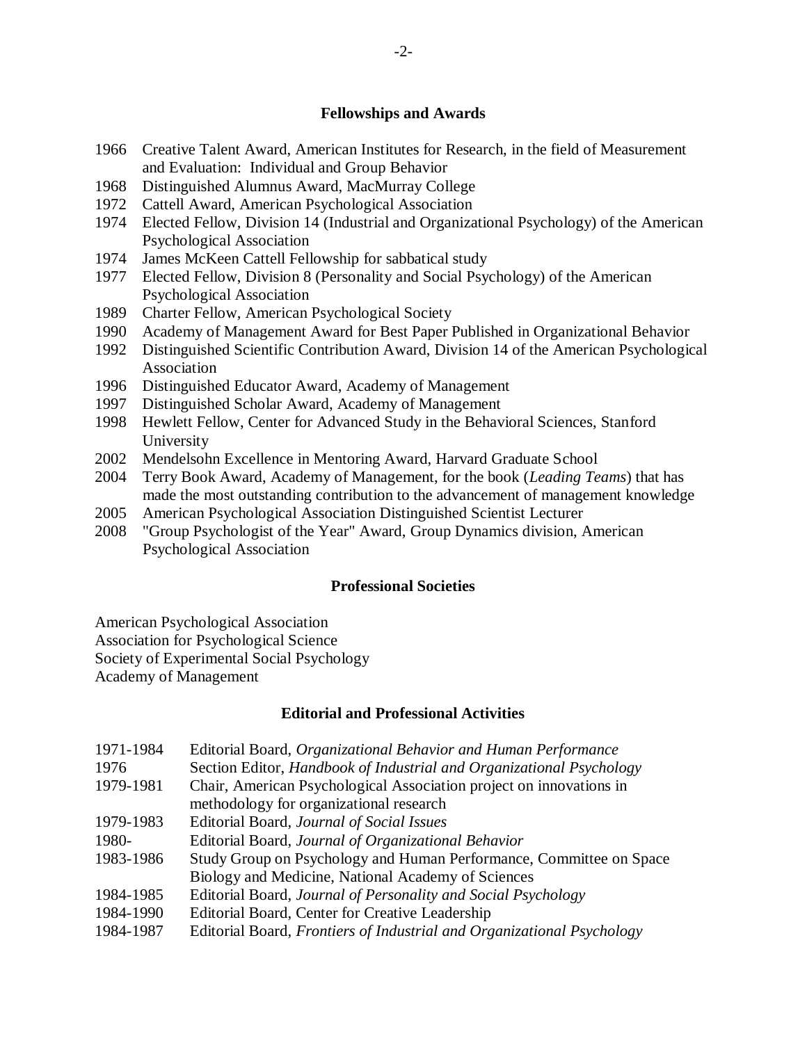## Fellowships and Awards

- 1966 Creative Talent Award, American Institutes for Research, in the field of Measurement and Evaluation: Individual and Group Behavior
- 1968 Distinguished Alumnus Award, MacMurray College
- 1972 Cattell Award, American Psychological Association
- 1974 Elected Fellow, Division 14 (Industrial and Organizational Psychology) of the American Psychological Association
- 1974 James McKeen Cattell Fellowship for sabbatical study
- 1977 Elected Fellow, Division 8 (Personality and Social Psychology) of the American Psychological Association
- 1989 Charter Fellow, American Psychological Society
- 1990 Academy of Management Award for Best Paper Published in Organizational Behavior
- 1992 Distinguished Scientific Contribution Award, Division 14 of the American Psychological Association
- 1996 Distinguished Educator Award, Academy of Management
- 1997 Distinguished Scholar Award, Academy of Management
- 1998 Hewlett Fellow, Center for Advanced Study in the Behavioral Sciences, Stanford University
- 2002 Mendelsohn Excellence in Mentoring Award, Harvard Graduate School
- 2004 Terry Book Award, Academy of Management, for the book (*Leading Teams*) that has made the most outstanding contribution to the advancement of management knowledge
- 2005 American Psychological Association Distinguished Scientist Lecturer
- 2008 "Group Psychologist of the Year" Award, Group Dynamics division, American Psychological Association

## Professional Societies

American Psychological Association
Association for Psychological Science
Society of Experimental Social Psychology
Academy of Management

## Editorial and Professional Activities

- 1971-1984 Editorial Board, *Organizational Behavior and Human Performance*
- 1976 Section Editor, *Handbook of Industrial and Organizational Psychology*
- 1979-1981 Chair, American Psychological Association project on innovations in methodology for organizational research
- 1979-1983 Editorial Board, *Journal of Social Issues*
- 1980- Editorial Board, *Journal of Organizational Behavior*
- 1983-1986 Study Group on Psychology and Human Performance, Committee on Space Biology and Medicine, National Academy of Sciences
- 1984-1985 Editorial Board, *Journal of Personality and Social Psychology*
- 1984-1990 Editorial Board, Center for Creative Leadership
- 1984-1987 Editorial Board, *Frontiers of Industrial and Organizational Psychology*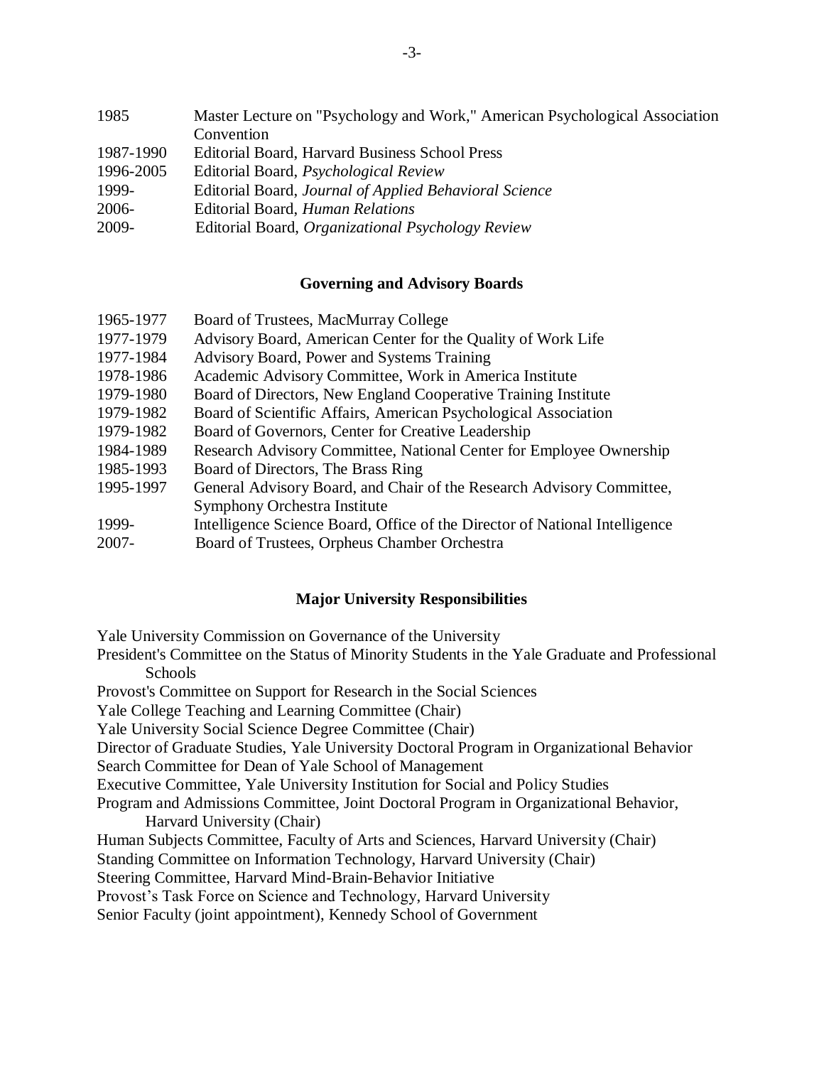| | |
|---|---|
| 1985 | Master Lecture on "Psychology and Work," American Psychological Association Convention |
| 1987-1990 | Editorial Board, Harvard Business School Press |
| 1996-2005 | Editorial Board, *Psychological Review* |
| 1999- | Editorial Board, *Journal of Applied Behavioral Science* |
| 2006- | Editorial Board, *Human Relations* |
| 2009- | Editorial Board, *Organizational Psychology Review* |

## Governing and Advisory Boards

| | |
|---|---|
| 1965-1977 | Board of Trustees, MacMurray College |
| 1977-1979 | Advisory Board, American Center for the Quality of Work Life |
| 1977-1984 | Advisory Board, Power and Systems Training |
| 1978-1986 | Academic Advisory Committee, Work in America Institute |
| 1979-1980 | Board of Directors, New England Cooperative Training Institute |
| 1979-1982 | Board of Scientific Affairs, American Psychological Association |
| 1979-1982 | Board of Governors, Center for Creative Leadership |
| 1984-1989 | Research Advisory Committee, National Center for Employee Ownership |
| 1985-1993 | Board of Directors, The Brass Ring |
| 1995-1997 | General Advisory Board, and Chair of the Research Advisory Committee, Symphony Orchestra Institute |
| 1999- | Intelligence Science Board, Office of the Director of National Intelligence |
| 2007- | Board of Trustees, Orpheus Chamber Orchestra |

## Major University Responsibilities

Yale University Commission on Governance of the University

President's Committee on the Status of Minority Students in the Yale Graduate and Professional Schools

Provost's Committee on Support for Research in the Social Sciences

Yale College Teaching and Learning Committee (Chair)

Yale University Social Science Degree Committee (Chair)

Director of Graduate Studies, Yale University Doctoral Program in Organizational Behavior

Search Committee for Dean of Yale School of Management

Executive Committee, Yale University Institution for Social and Policy Studies

Program and Admissions Committee, Joint Doctoral Program in Organizational Behavior, Harvard University (Chair)

Human Subjects Committee, Faculty of Arts and Sciences, Harvard University (Chair)

Standing Committee on Information Technology, Harvard University (Chair)

Steering Committee, Harvard Mind-Brain-Behavior Initiative

Provost's Task Force on Science and Technology, Harvard University

Senior Faculty (joint appointment), Kennedy School of Government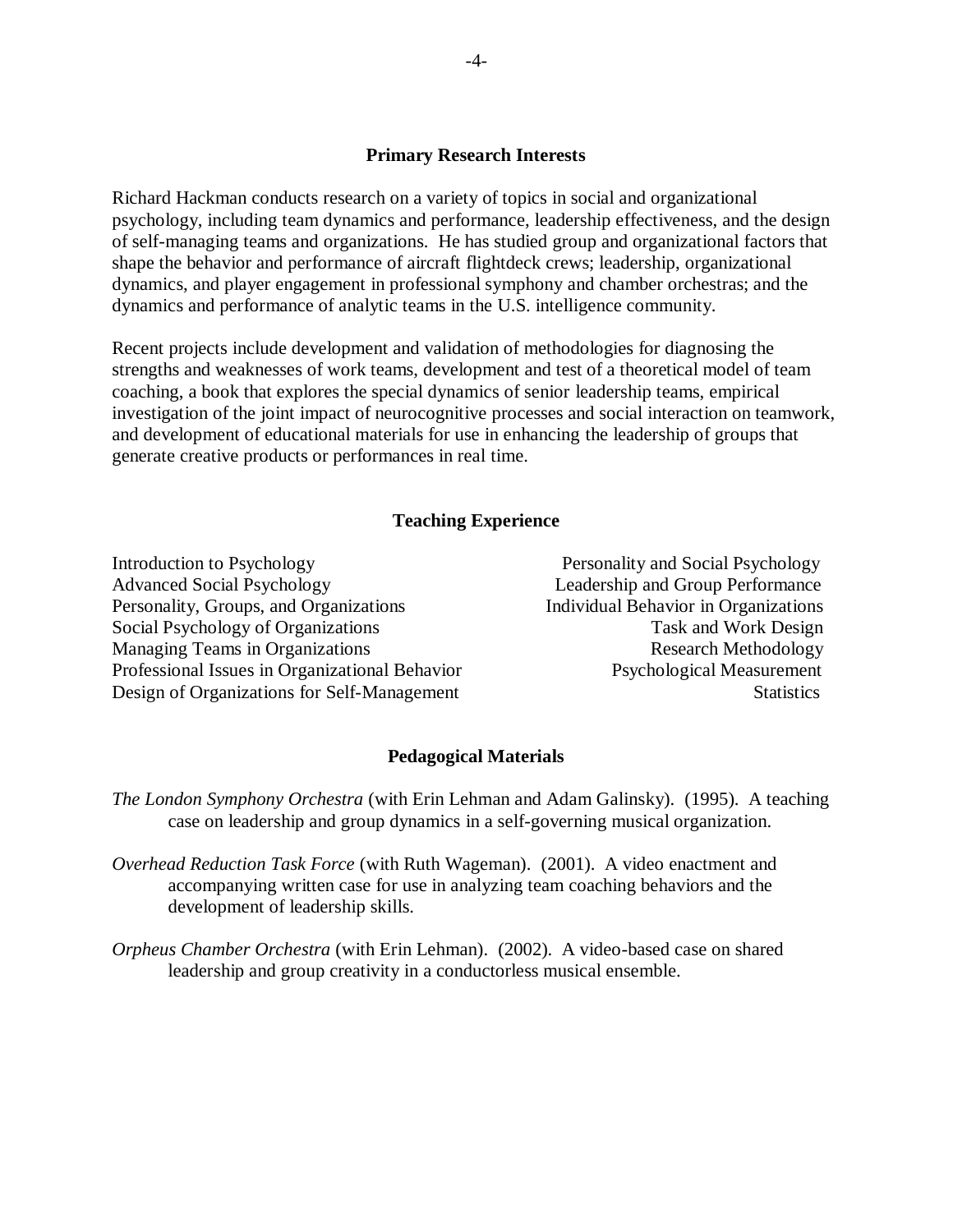## Primary Research Interests

Richard Hackman conducts research on a variety of topics in social and organizational psychology, including team dynamics and performance, leadership effectiveness, and the design of self-managing teams and organizations. He has studied group and organizational factors that shape the behavior and performance of aircraft flightdeck crews; leadership, organizational dynamics, and player engagement in professional symphony and chamber orchestras; and the dynamics and performance of analytic teams in the U.S. intelligence community.

Recent projects include development and validation of methodologies for diagnosing the strengths and weaknesses of work teams, development and test of a theoretical model of team coaching, a book that explores the special dynamics of senior leadership teams, empirical investigation of the joint impact of neurocognitive processes and social interaction on teamwork, and development of educational materials for use in enhancing the leadership of groups that generate creative products or performances in real time.

## Teaching Experience

Introduction to Psychology
Advanced Social Psychology
Personality, Groups, and Organizations
Social Psychology of Organizations
Managing Teams in Organizations
Professional Issues in Organizational Behavior
Design of Organizations for Self-Management
Personality and Social Psychology
Leadership and Group Performance
Individual Behavior in Organizations
Task and Work Design
Research Methodology
Psychological Measurement
Statistics

## Pedagogical Materials

*The London Symphony Orchestra* (with Erin Lehman and Adam Galinsky). (1995). A teaching case on leadership and group dynamics in a self-governing musical organization.

*Overhead Reduction Task Force* (with Ruth Wageman). (2001). A video enactment and accompanying written case for use in analyzing team coaching behaviors and the development of leadership skills.

*Orpheus Chamber Orchestra* (with Erin Lehman). (2002). A video-based case on shared leadership and group creativity in a conductorless musical ensemble.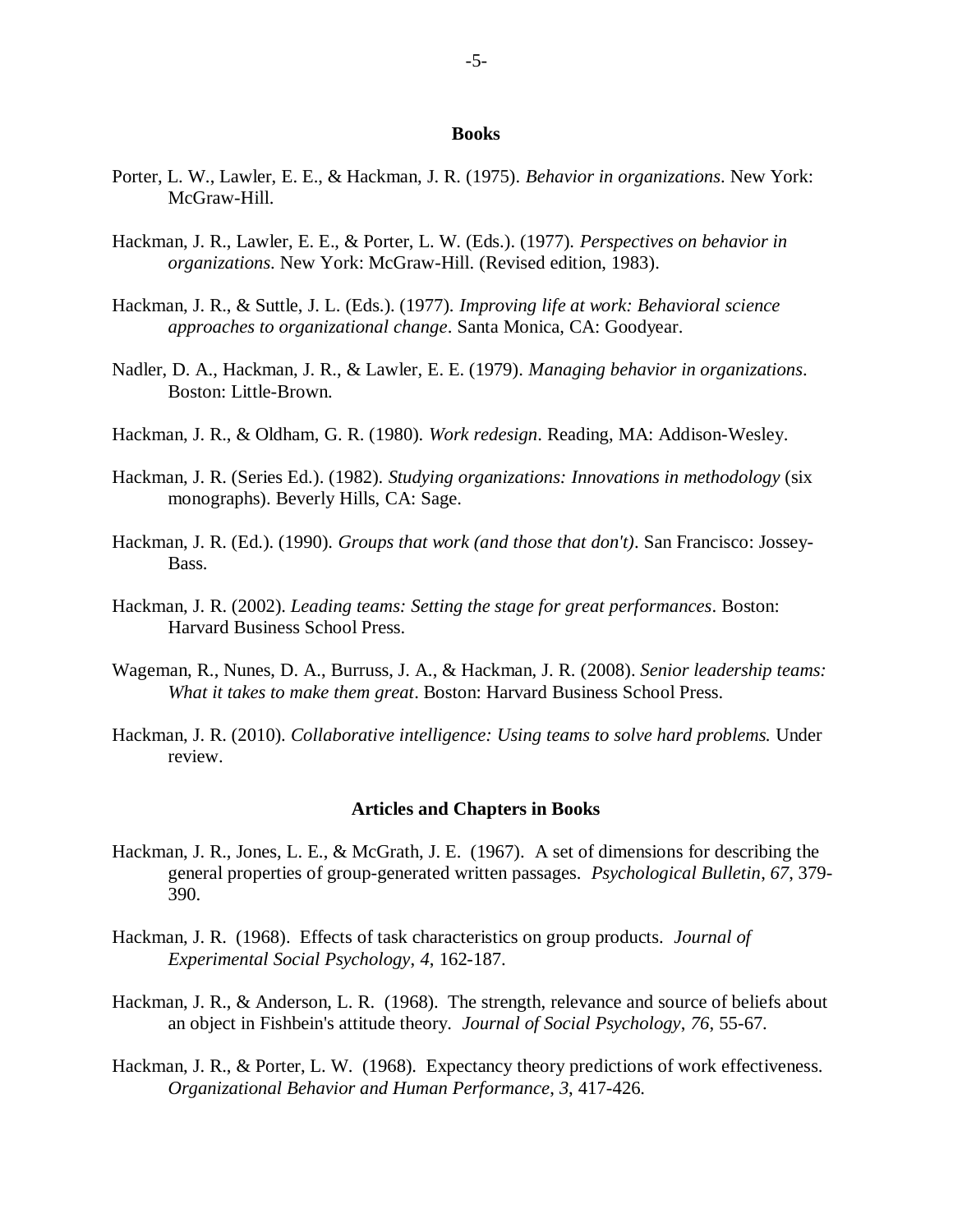## Books

Porter, L. W., Lawler, E. E., & Hackman, J. R. (1975). *Behavior in organizations*. New York: McGraw-Hill.

Hackman, J. R., Lawler, E. E., & Porter, L. W. (Eds.). (1977). *Perspectives on behavior in organizations*. New York: McGraw-Hill. (Revised edition, 1983).

Hackman, J. R., & Suttle, J. L. (Eds.). (1977). *Improving life at work: Behavioral science approaches to organizational change*. Santa Monica, CA: Goodyear.

Nadler, D. A., Hackman, J. R., & Lawler, E. E. (1979). *Managing behavior in organizations*. Boston: Little-Brown.

Hackman, J. R., & Oldham, G. R. (1980). *Work redesign*. Reading, MA: Addison-Wesley.

Hackman, J. R. (Series Ed.). (1982). *Studying organizations: Innovations in methodology* (six monographs). Beverly Hills, CA: Sage.

Hackman, J. R. (Ed.). (1990). *Groups that work (and those that don't)*. San Francisco: Jossey-Bass.

Hackman, J. R. (2002). *Leading teams: Setting the stage for great performances*. Boston: Harvard Business School Press.

Wageman, R., Nunes, D. A., Burruss, J. A., & Hackman, J. R. (2008). *Senior leadership teams: What it takes to make them great*. Boston: Harvard Business School Press.

Hackman, J. R. (2010). *Collaborative intelligence: Using teams to solve hard problems.* Under review.

## Articles and Chapters in Books

Hackman, J. R., Jones, L. E., & McGrath, J. E. (1967). A set of dimensions for describing the general properties of group-generated written passages. *Psychological Bulletin*, *67*, 379-390.

Hackman, J. R. (1968). Effects of task characteristics on group products. *Journal of Experimental Social Psychology*, *4*, 162-187.

Hackman, J. R., & Anderson, L. R. (1968). The strength, relevance and source of beliefs about an object in Fishbein's attitude theory. *Journal of Social Psychology*, *76*, 55-67.

Hackman, J. R., & Porter, L. W. (1968). Expectancy theory predictions of work effectiveness. *Organizational Behavior and Human Performance*, *3*, 417-426.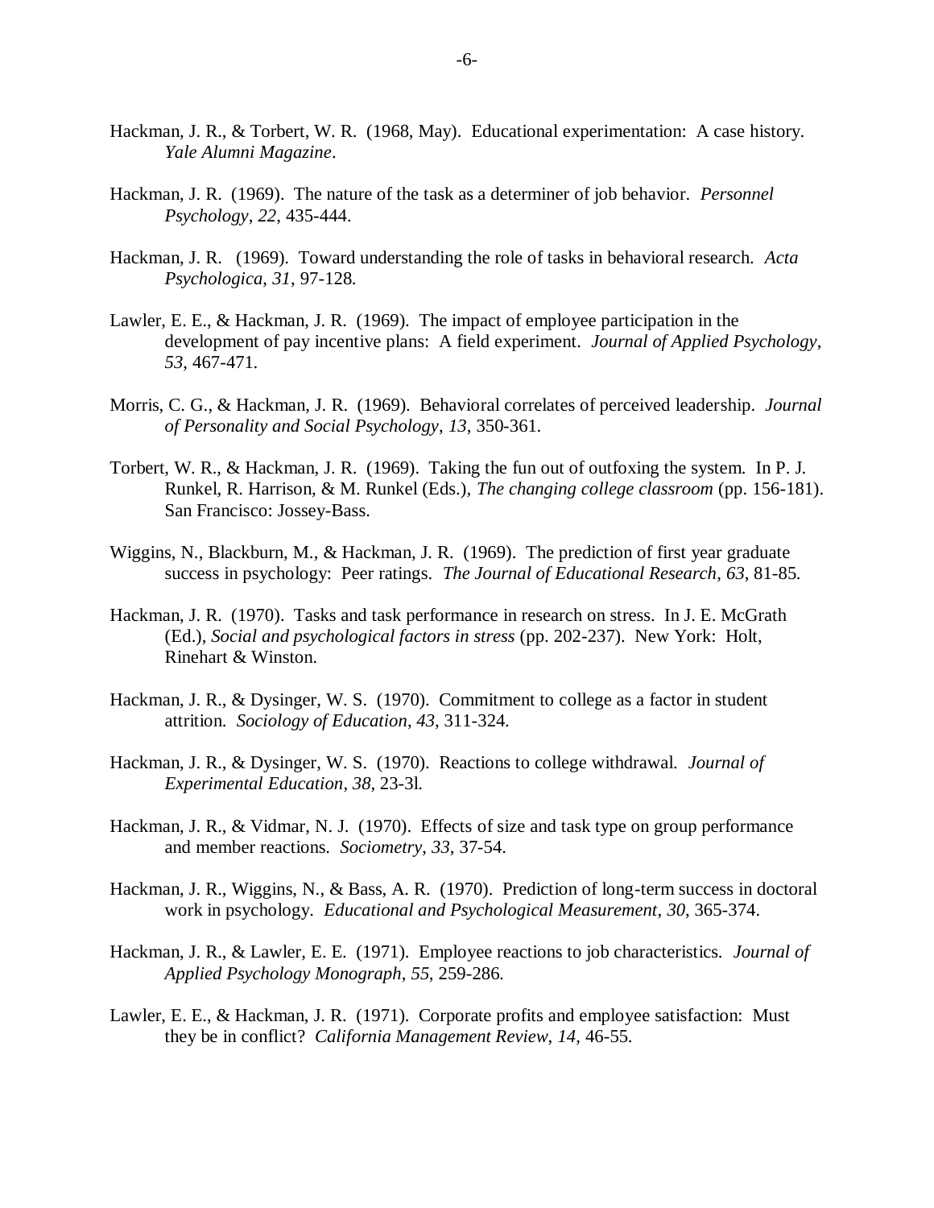Hackman, J. R., & Torbert, W. R. (1968, May). Educational experimentation: A case history. *Yale Alumni Magazine*.

Hackman, J. R. (1969). The nature of the task as a determiner of job behavior. *Personnel Psychology*, *22*, 435-444.

Hackman, J. R. (1969). Toward understanding the role of tasks in behavioral research. *Acta Psychologica*, *31*, 97-128.

Lawler, E. E., & Hackman, J. R. (1969). The impact of employee participation in the development of pay incentive plans: A field experiment. *Journal of Applied Psychology*, *53*, 467-471.

Morris, C. G., & Hackman, J. R. (1969). Behavioral correlates of perceived leadership. *Journal of Personality and Social Psychology*, *13*, 350-361.

Torbert, W. R., & Hackman, J. R. (1969). Taking the fun out of outfoxing the system. In P. J. Runkel, R. Harrison, & M. Runkel (Eds.), *The changing college classroom* (pp. 156-181). San Francisco: Jossey-Bass.

Wiggins, N., Blackburn, M., & Hackman, J. R. (1969). The prediction of first year graduate success in psychology: Peer ratings. *The Journal of Educational Research*, *63*, 81-85.

Hackman, J. R. (1970). Tasks and task performance in research on stress. In J. E. McGrath (Ed.), *Social and psychological factors in stress* (pp. 202-237). New York: Holt, Rinehart & Winston.

Hackman, J. R., & Dysinger, W. S. (1970). Commitment to college as a factor in student attrition. *Sociology of Education*, *43*, 311-324.

Hackman, J. R., & Dysinger, W. S. (1970). Reactions to college withdrawal. *Journal of Experimental Education, 38*, 23-3l.

Hackman, J. R., & Vidmar, N. J. (1970). Effects of size and task type on group performance and member reactions. *Sociometry*, *33*, 37-54.

Hackman, J. R., Wiggins, N., & Bass, A. R. (1970). Prediction of long-term success in doctoral work in psychology. *Educational and Psychological Measurement*, *30*, 365-374.

Hackman, J. R., & Lawler, E. E. (1971). Employee reactions to job characteristics. *Journal of Applied Psychology Monograph*, *55*, 259-286.

Lawler, E. E., & Hackman, J. R. (1971). Corporate profits and employee satisfaction: Must they be in conflict? *California Management Review*, *14*, 46-55.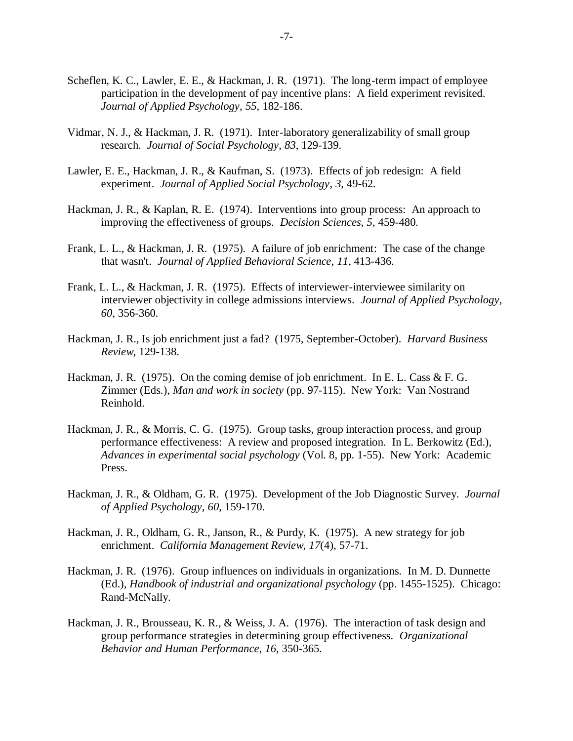Scheflen, K. C., Lawler, E. E., & Hackman, J. R. (1971). The long-term impact of employee participation in the development of pay incentive plans: A field experiment revisited. *Journal of Applied Psychology*, *55*, 182-186.

Vidmar, N. J., & Hackman, J. R. (1971). Inter-laboratory generalizability of small group research. *Journal of Social Psychology*, *83*, 129-139.

Lawler, E. E., Hackman, J. R., & Kaufman, S. (1973). Effects of job redesign: A field experiment. *Journal of Applied Social Psychology*, *3*, 49-62.

Hackman, J. R., & Kaplan, R. E. (1974). Interventions into group process: An approach to improving the effectiveness of groups. *Decision Sciences*, *5*, 459-480.

Frank, L. L., & Hackman, J. R. (1975). A failure of job enrichment: The case of the change that wasn't. *Journal of Applied Behavioral Science*, *11*, 413-436.

Frank, L. L., & Hackman, J. R. (1975). Effects of interviewer-interviewee similarity on interviewer objectivity in college admissions interviews. *Journal of Applied Psychology*, *60*, 356-360.

Hackman, J. R., Is job enrichment just a fad? (1975, September-October). *Harvard Business Review*, 129-138.

Hackman, J. R. (1975). On the coming demise of job enrichment. In E. L. Cass & F. G. Zimmer (Eds.), *Man and work in society* (pp. 97-115). New York: Van Nostrand Reinhold.

Hackman, J. R., & Morris, C. G. (1975). Group tasks, group interaction process, and group performance effectiveness: A review and proposed integration. In L. Berkowitz (Ed.), *Advances in experimental social psychology* (Vol. 8, pp. 1-55). New York: Academic Press.

Hackman, J. R., & Oldham, G. R. (1975). Development of the Job Diagnostic Survey. *Journal of Applied Psychology*, *60*, 159-170.

Hackman, J. R., Oldham, G. R., Janson, R., & Purdy, K. (1975). A new strategy for job enrichment. *California Management Review*, *17*(4), 57-71.

Hackman, J. R. (1976). Group influences on individuals in organizations. In M. D. Dunnette (Ed.), *Handbook of industrial and organizational psychology* (pp. 1455-1525). Chicago: Rand-McNally.

Hackman, J. R., Brousseau, K. R., & Weiss, J. A. (1976). The interaction of task design and group performance strategies in determining group effectiveness. *Organizational Behavior and Human Performance*, *16*, 350-365.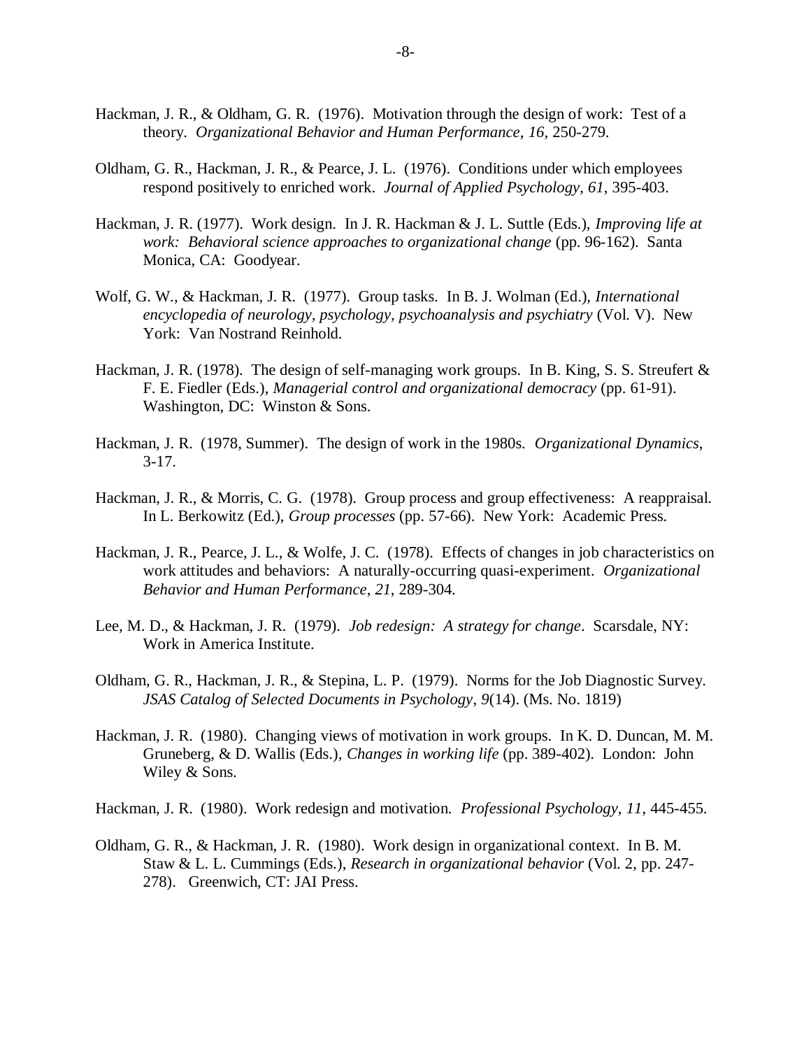Hackman, J. R., & Oldham, G. R. (1976). Motivation through the design of work: Test of a theory. *Organizational Behavior and Human Performance*, *16*, 250-279.

Oldham, G. R., Hackman, J. R., & Pearce, J. L. (1976). Conditions under which employees respond positively to enriched work. *Journal of Applied Psychology*, *61*, 395-403.

Hackman, J. R. (1977). Work design. In J. R. Hackman & J. L. Suttle (Eds.), *Improving life at work: Behavioral science approaches to organizational change* (pp. 96-162). Santa Monica, CA: Goodyear.

Wolf, G. W., & Hackman, J. R. (1977). Group tasks. In B. J. Wolman (Ed.), *International encyclopedia of neurology, psychology, psychoanalysis and psychiatry* (Vol. V). New York: Van Nostrand Reinhold.

Hackman, J. R. (1978). The design of self-managing work groups. In B. King, S. S. Streufert & F. E. Fiedler (Eds.), *Managerial control and organizational democracy* (pp. 61-91). Washington, DC: Winston & Sons.

Hackman, J. R. (1978, Summer). The design of work in the 1980s. *Organizational Dynamics*, 3-17.

Hackman, J. R., & Morris, C. G. (1978). Group process and group effectiveness: A reappraisal. In L. Berkowitz (Ed.), *Group processes* (pp. 57-66). New York: Academic Press.

Hackman, J. R., Pearce, J. L., & Wolfe, J. C. (1978). Effects of changes in job characteristics on work attitudes and behaviors: A naturally-occurring quasi-experiment. *Organizational Behavior and Human Performance*, *21*, 289-304.

Lee, M. D., & Hackman, J. R. (1979). *Job redesign: A strategy for change*. Scarsdale, NY: Work in America Institute.

Oldham, G. R., Hackman, J. R., & Stepina, L. P. (1979). Norms for the Job Diagnostic Survey. *JSAS Catalog of Selected Documents in Psychology*, *9*(14). (Ms. No. 1819)

Hackman, J. R. (1980). Changing views of motivation in work groups. In K. D. Duncan, M. M. Gruneberg, & D. Wallis (Eds.), *Changes in working life* (pp. 389-402). London: John Wiley & Sons.

Hackman, J. R. (1980). Work redesign and motivation. *Professional Psychology*, *11*, 445-455.

Oldham, G. R., & Hackman, J. R. (1980). Work design in organizational context. In B. M. Staw & L. L. Cummings (Eds.), *Research in organizational behavior* (Vol. 2, pp. 247-278). Greenwich, CT: JAI Press.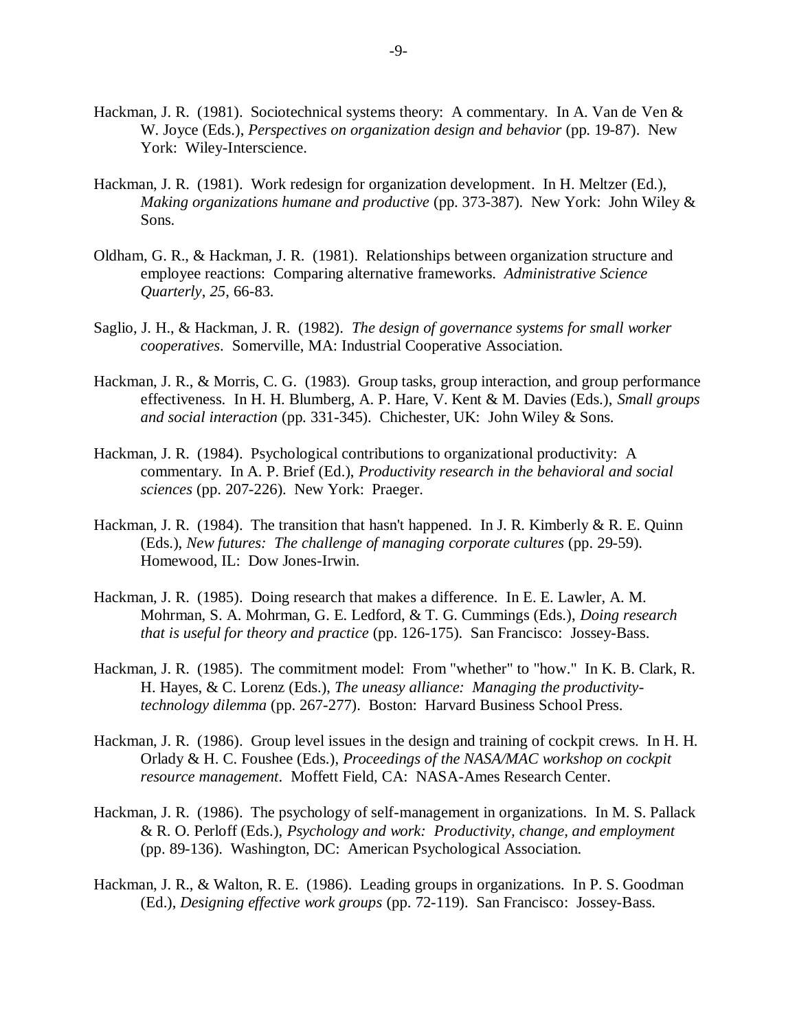Hackman, J. R. (1981). Sociotechnical systems theory: A commentary. In A. Van de Ven & W. Joyce (Eds.), *Perspectives on organization design and behavior* (pp. 19-87). New York: Wiley-Interscience.

Hackman, J. R. (1981). Work redesign for organization development. In H. Meltzer (Ed.), *Making organizations humane and productive* (pp. 373-387). New York: John Wiley & Sons.

Oldham, G. R., & Hackman, J. R. (1981). Relationships between organization structure and employee reactions: Comparing alternative frameworks. *Administrative Science Quarterly*, *25*, 66-83.

Saglio, J. H., & Hackman, J. R. (1982). *The design of governance systems for small worker cooperatives*. Somerville, MA: Industrial Cooperative Association.

Hackman, J. R., & Morris, C. G. (1983). Group tasks, group interaction, and group performance effectiveness. In H. H. Blumberg, A. P. Hare, V. Kent & M. Davies (Eds.), *Small groups and social interaction* (pp. 331-345). Chichester, UK: John Wiley & Sons.

Hackman, J. R. (1984). Psychological contributions to organizational productivity: A commentary. In A. P. Brief (Ed.), *Productivity research in the behavioral and social sciences* (pp. 207-226). New York: Praeger.

Hackman, J. R. (1984). The transition that hasn't happened. In J. R. Kimberly & R. E. Quinn (Eds.), *New futures: The challenge of managing corporate cultures* (pp. 29-59). Homewood, IL: Dow Jones-Irwin.

Hackman, J. R. (1985). Doing research that makes a difference. In E. E. Lawler, A. M. Mohrman, S. A. Mohrman, G. E. Ledford, & T. G. Cummings (Eds.), *Doing research that is useful for theory and practice* (pp. 126-175). San Francisco: Jossey-Bass.

Hackman, J. R. (1985). The commitment model: From "whether" to "how." In K. B. Clark, R. H. Hayes, & C. Lorenz (Eds.), *The uneasy alliance: Managing the productivity-technology dilemma* (pp. 267-277). Boston: Harvard Business School Press.

Hackman, J. R. (1986). Group level issues in the design and training of cockpit crews. In H. H. Orlady & H. C. Foushee (Eds.), *Proceedings of the NASA/MAC workshop on cockpit resource management*. Moffett Field, CA: NASA-Ames Research Center.

Hackman, J. R. (1986). The psychology of self-management in organizations. In M. S. Pallack & R. O. Perloff (Eds.), *Psychology and work: Productivity, change, and employment* (pp. 89-136). Washington, DC: American Psychological Association.

Hackman, J. R., & Walton, R. E. (1986). Leading groups in organizations. In P. S. Goodman (Ed.), *Designing effective work groups* (pp. 72-119). San Francisco: Jossey-Bass.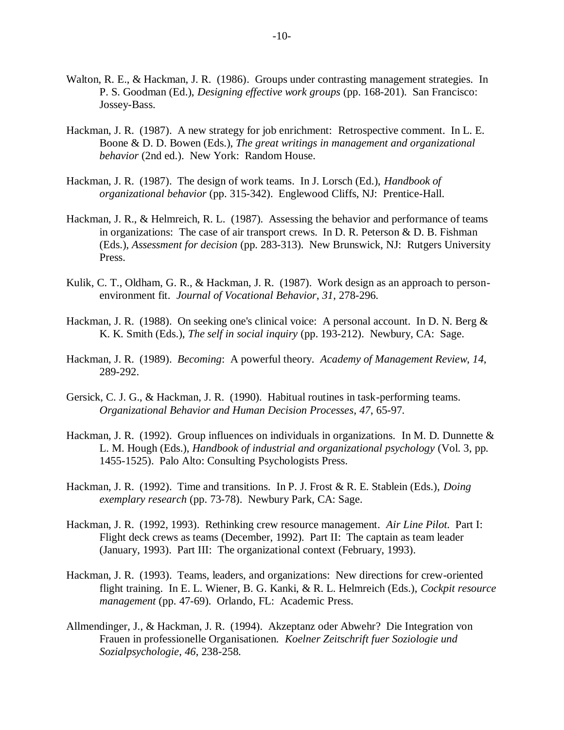Walton, R. E., & Hackman, J. R. (1986). Groups under contrasting management strategies. In P. S. Goodman (Ed.), *Designing effective work groups* (pp. 168-201). San Francisco: Jossey-Bass.

Hackman, J. R. (1987). A new strategy for job enrichment: Retrospective comment. In L. E. Boone & D. D. Bowen (Eds.), *The great writings in management and organizational behavior* (2nd ed.). New York: Random House.

Hackman, J. R. (1987). The design of work teams. In J. Lorsch (Ed.), *Handbook of organizational behavior* (pp. 315-342). Englewood Cliffs, NJ: Prentice-Hall.

Hackman, J. R., & Helmreich, R. L. (1987). Assessing the behavior and performance of teams in organizations: The case of air transport crews. In D. R. Peterson & D. B. Fishman (Eds.), *Assessment for decision* (pp. 283-313). New Brunswick, NJ: Rutgers University Press.

Kulik, C. T., Oldham, G. R., & Hackman, J. R. (1987). Work design as an approach to person-environment fit. *Journal of Vocational Behavior*, *31*, 278-296.

Hackman, J. R. (1988). On seeking one's clinical voice: A personal account. In D. N. Berg & K. K. Smith (Eds.), *The self in social inquiry* (pp. 193-212). Newbury, CA: Sage.

Hackman, J. R. (1989). *Becoming*: A powerful theory. *Academy of Management Review*, *14*, 289-292.

Gersick, C. J. G., & Hackman, J. R. (1990). Habitual routines in task-performing teams. *Organizational Behavior and Human Decision Processes*, *47*, 65-97.

Hackman, J. R. (1992). Group influences on individuals in organizations. In M. D. Dunnette & L. M. Hough (Eds.), *Handbook of industrial and organizational psychology* (Vol. 3, pp. 1455-1525). Palo Alto: Consulting Psychologists Press.

Hackman, J. R. (1992). Time and transitions. In P. J. Frost & R. E. Stablein (Eds.), *Doing exemplary research* (pp. 73-78). Newbury Park, CA: Sage.

Hackman, J. R. (1992, 1993). Rethinking crew resource management. *Air Line Pilot.* Part I: Flight deck crews as teams (December, 1992). Part II: The captain as team leader (January, 1993). Part III: The organizational context (February, 1993).

Hackman, J. R. (1993). Teams, leaders, and organizations: New directions for crew-oriented flight training. In E. L. Wiener, B. G. Kanki, & R. L. Helmreich (Eds.), *Cockpit resource management* (pp. 47-69). Orlando, FL: Academic Press.

Allmendinger, J., & Hackman, J. R. (1994). Akzeptanz oder Abwehr? Die Integration von Frauen in professionelle Organisationen. *Koelner Zeitschrift fuer Soziologie und Sozialpsychologie*, *46*, 238-258.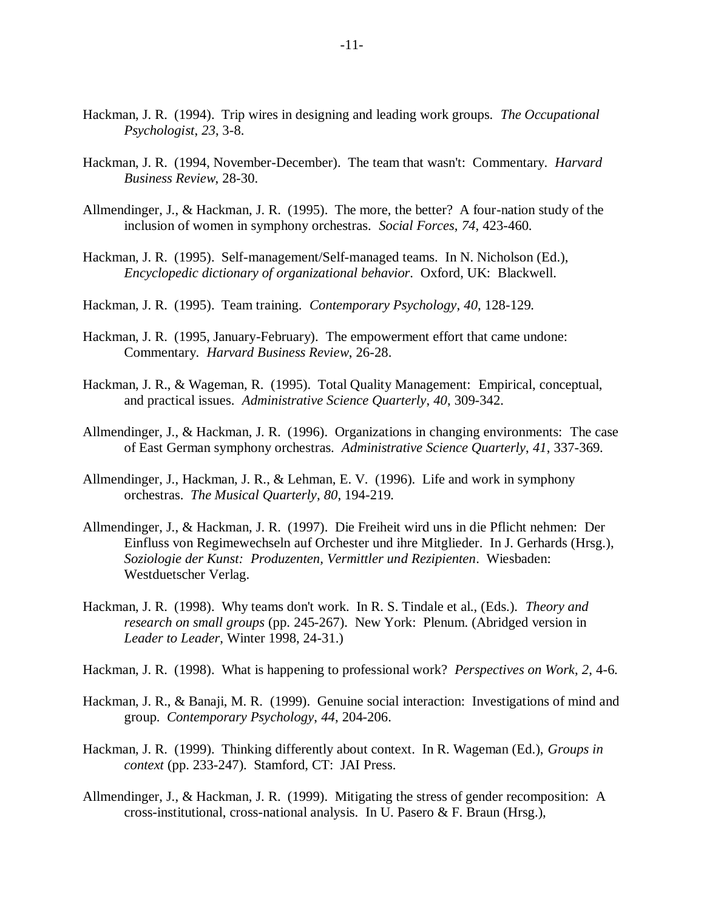Hackman, J. R. (1994). Trip wires in designing and leading work groups. *The Occupational Psychologist*, *23*, 3-8.

Hackman, J. R. (1994, November-December). The team that wasn't: Commentary. *Harvard Business Review*, 28-30.

Allmendinger, J., & Hackman, J. R. (1995). The more, the better? A four-nation study of the inclusion of women in symphony orchestras. *Social Forces*, *74*, 423-460.

Hackman, J. R. (1995). Self-management/Self-managed teams. In N. Nicholson (Ed.), *Encyclopedic dictionary of organizational behavior*. Oxford, UK: Blackwell.

Hackman, J. R. (1995). Team training. *Contemporary Psychology*, *40*, 128-129.

Hackman, J. R. (1995, January-February). The empowerment effort that came undone: Commentary. *Harvard Business Review*, 26-28.

Hackman, J. R., & Wageman, R. (1995). Total Quality Management: Empirical, conceptual, and practical issues. *Administrative Science Quarterly*, *40*, 309-342.

Allmendinger, J., & Hackman, J. R. (1996). Organizations in changing environments: The case of East German symphony orchestras. *Administrative Science Quarterly*, *41*, 337-369.

Allmendinger, J., Hackman, J. R., & Lehman, E. V. (1996). Life and work in symphony orchestras. *The Musical Quarterly*, *80*, 194-219.

Allmendinger, J., & Hackman, J. R. (1997). Die Freiheit wird uns in die Pflicht nehmen: Der Einfluss von Regimewechseln auf Orchester und ihre Mitglieder. In J. Gerhards (Hrsg.), *Soziologie der Kunst: Produzenten, Vermittler und Rezipienten*. Wiesbaden: Westduetscher Verlag.

Hackman, J. R. (1998). Why teams don't work. In R. S. Tindale et al., (Eds.). *Theory and research on small groups* (pp. 245-267). New York: Plenum. (Abridged version in *Leader to Leader*, Winter 1998, 24-31.)

Hackman, J. R. (1998). What is happening to professional work? *Perspectives on Work*, *2*, 4-6.

Hackman, J. R., & Banaji, M. R. (1999). Genuine social interaction: Investigations of mind and group. *Contemporary Psychology*, *44*, 204-206.

Hackman, J. R. (1999). Thinking differently about context. In R. Wageman (Ed.), *Groups in context* (pp. 233-247). Stamford, CT: JAI Press.

Allmendinger, J., & Hackman, J. R. (1999). Mitigating the stress of gender recomposition: A cross-institutional, cross-national analysis. In U. Pasero & F. Braun (Hrsg.),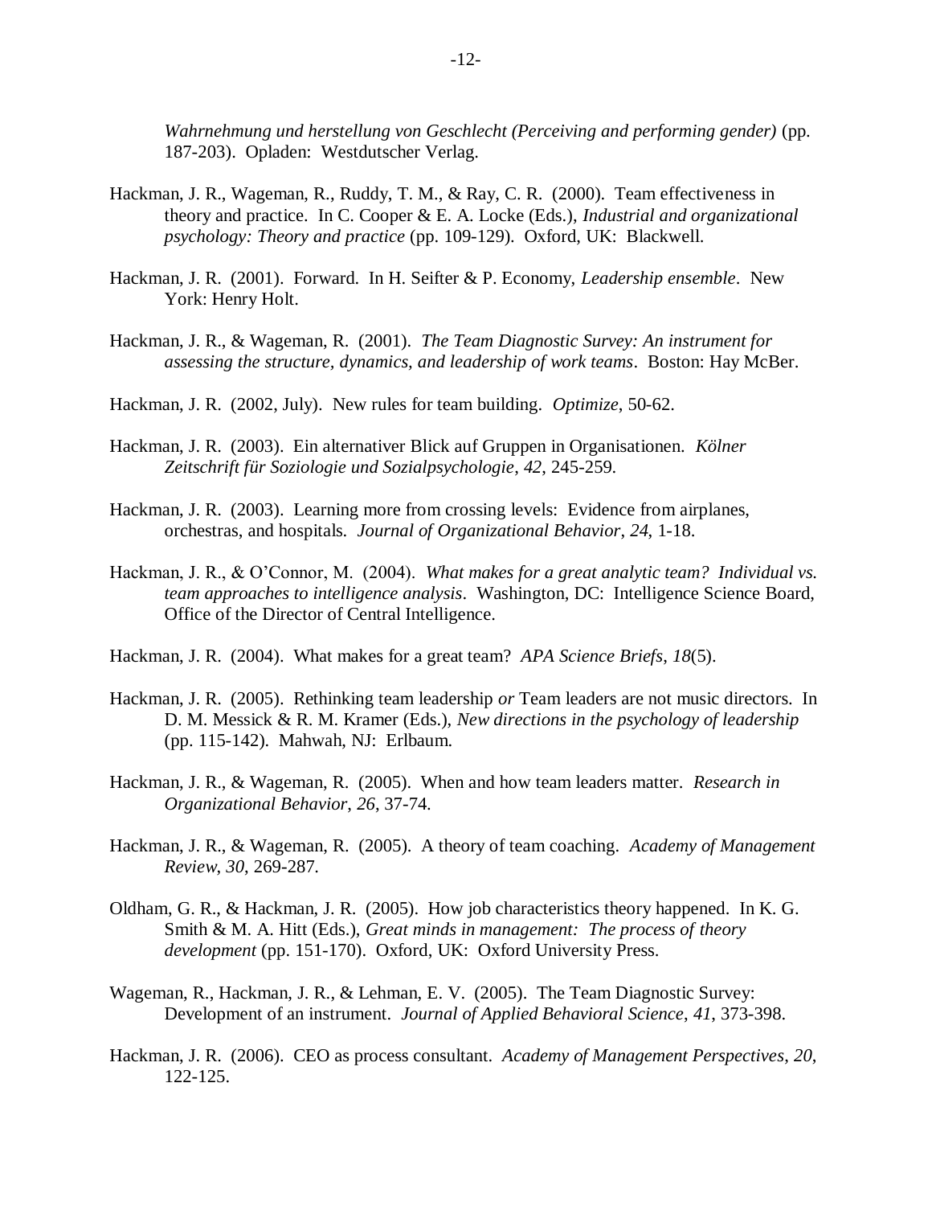*Wahrnehmung und herstellung von Geschlecht (Perceiving and performing gender)* (pp. 187-203). Opladen: Westdutscher Verlag.

Hackman, J. R., Wageman, R., Ruddy, T. M., & Ray, C. R. (2000). Team effectiveness in theory and practice. In C. Cooper & E. A. Locke (Eds.), *Industrial and organizational psychology: Theory and practice* (pp. 109-129). Oxford, UK: Blackwell.

Hackman, J. R. (2001). Forward. In H. Seifter & P. Economy, *Leadership ensemble*. New York: Henry Holt.

Hackman, J. R., & Wageman, R. (2001). *The Team Diagnostic Survey: An instrument for assessing the structure, dynamics, and leadership of work teams*. Boston: Hay McBer.

Hackman, J. R. (2002, July). New rules for team building. *Optimize*, 50-62.

Hackman, J. R. (2003). Ein alternativer Blick auf Gruppen in Organisationen. *Kölner Zeitschrift für Soziologie und Sozialpsychologie*, *42*, 245-259.

Hackman, J. R. (2003). Learning more from crossing levels: Evidence from airplanes, orchestras, and hospitals. *Journal of Organizational Behavior*, *24*, 1-18.

Hackman, J. R., & O'Connor, M. (2004). *What makes for a great analytic team? Individual vs. team approaches to intelligence analysis*. Washington, DC: Intelligence Science Board, Office of the Director of Central Intelligence.

Hackman, J. R. (2004). What makes for a great team? *APA Science Briefs*, *18*(5).

Hackman, J. R. (2005). Rethinking team leadership *or* Team leaders are not music directors. In D. M. Messick & R. M. Kramer (Eds.), *New directions in the psychology of leadership* (pp. 115-142). Mahwah, NJ: Erlbaum.

Hackman, J. R., & Wageman, R. (2005). When and how team leaders matter. *Research in Organizational Behavior*, *26*, 37-74.

Hackman, J. R., & Wageman, R. (2005). A theory of team coaching. *Academy of Management Review*, *30*, 269-287.

Oldham, G. R., & Hackman, J. R. (2005). How job characteristics theory happened. In K. G. Smith & M. A. Hitt (Eds.), *Great minds in management: The process of theory development* (pp. 151-170). Oxford, UK: Oxford University Press.

Wageman, R., Hackman, J. R., & Lehman, E. V. (2005). The Team Diagnostic Survey: Development of an instrument. *Journal of Applied Behavioral Science*, *41*, 373-398.

Hackman, J. R. (2006). CEO as process consultant. *Academy of Management Perspectives*, *20*, 122-125.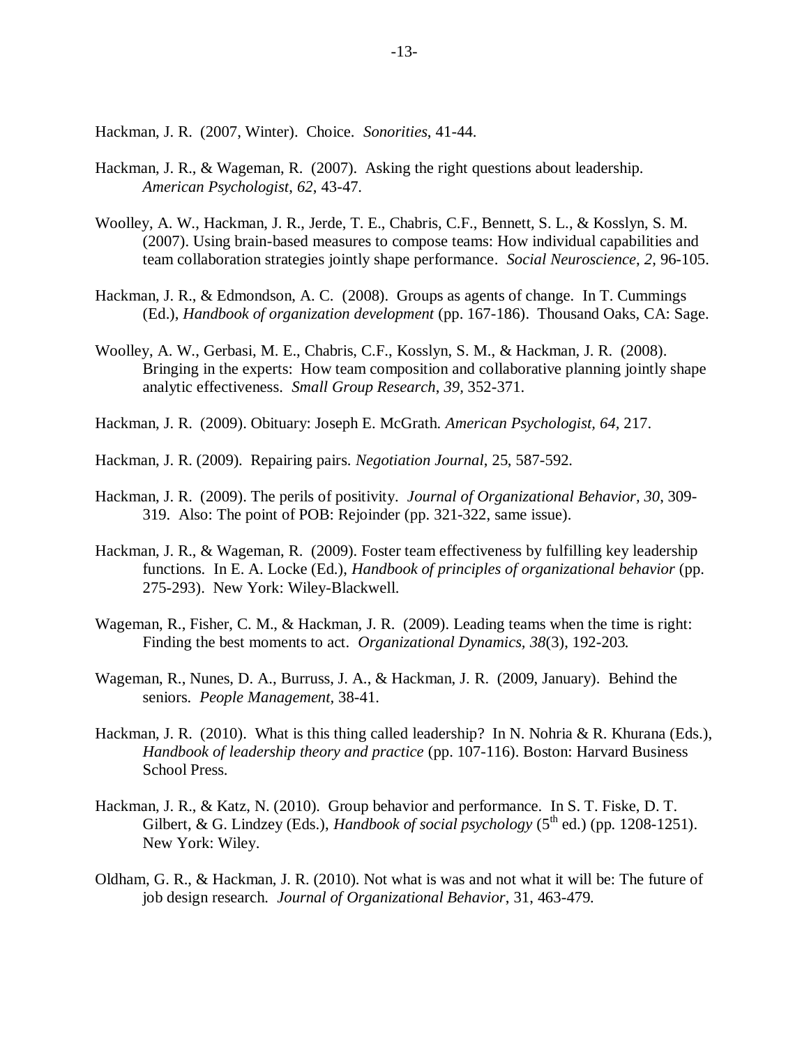Hackman, J. R. (2007, Winter). Choice. *Sonorities*, 41-44.

Hackman, J. R., & Wageman, R. (2007). Asking the right questions about leadership. *American Psychologist*, *62*, 43-47.

Woolley, A. W., Hackman, J. R., Jerde, T. E., Chabris, C.F., Bennett, S. L., & Kosslyn, S. M. (2007). Using brain-based measures to compose teams: How individual capabilities and team collaboration strategies jointly shape performance. *Social Neuroscience*, *2*, 96-105.

Hackman, J. R., & Edmondson, A. C. (2008). Groups as agents of change. In T. Cummings (Ed.), *Handbook of organization development* (pp. 167-186). Thousand Oaks, CA: Sage.

Woolley, A. W., Gerbasi, M. E., Chabris, C.F., Kosslyn, S. M., & Hackman, J. R. (2008). Bringing in the experts: How team composition and collaborative planning jointly shape analytic effectiveness. *Small Group Research*, *39*, 352-371.

Hackman, J. R. (2009). Obituary: Joseph E. McGrath. *American Psychologist*, *64*, 217.

Hackman, J. R. (2009). Repairing pairs. *Negotiation Journal*, 25, 587-592.

Hackman, J. R. (2009). The perils of positivity. *Journal of Organizational Behavior, 30*, 309-319. Also: The point of POB: Rejoinder (pp. 321-322, same issue).

Hackman, J. R., & Wageman, R. (2009). Foster team effectiveness by fulfilling key leadership functions. In E. A. Locke (Ed.), *Handbook of principles of organizational behavior* (pp. 275-293). New York: Wiley-Blackwell.

Wageman, R., Fisher, C. M., & Hackman, J. R. (2009). Leading teams when the time is right: Finding the best moments to act. *Organizational Dynamics, 38*(3), 192-203.

Wageman, R., Nunes, D. A., Burruss, J. A., & Hackman, J. R. (2009, January). Behind the seniors. *People Management*, 38-41.

Hackman, J. R. (2010). What is this thing called leadership? In N. Nohria & R. Khurana (Eds.), *Handbook of leadership theory and practice* (pp. 107-116). Boston: Harvard Business School Press.

Hackman, J. R., & Katz, N. (2010). Group behavior and performance. In S. T. Fiske, D. T. Gilbert, & G. Lindzey (Eds.), *Handbook of social psychology* (5th ed.) (pp. 1208-1251). New York: Wiley.

Oldham, G. R., & Hackman, J. R. (2010). Not what is was and not what it will be: The future of job design research. *Journal of Organizational Behavior*, 31, 463-479.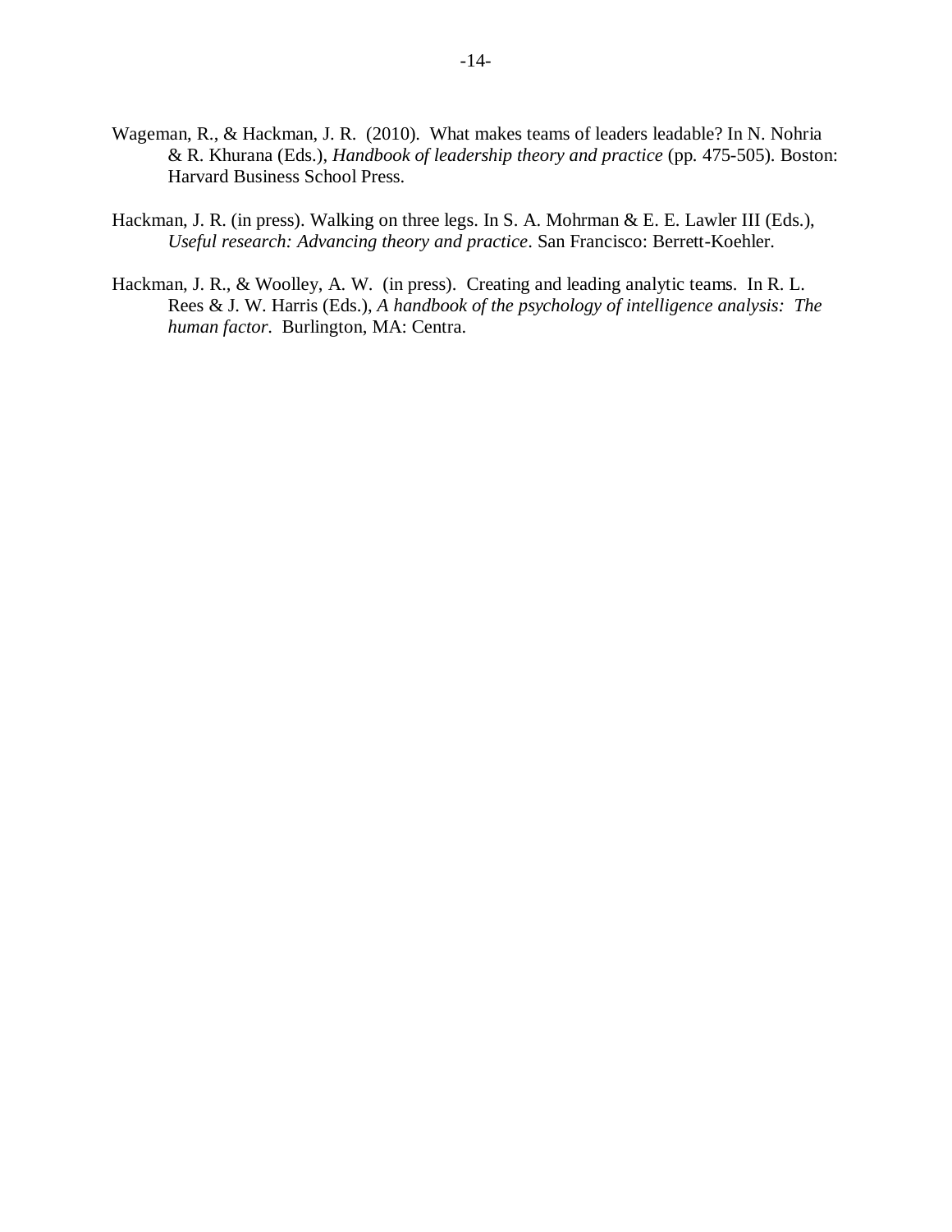Wageman, R., & Hackman, J. R. (2010). What makes teams of leaders leadable? In N. Nohria & R. Khurana (Eds.), *Handbook of leadership theory and practice* (pp. 475-505). Boston: Harvard Business School Press.

Hackman, J. R. (in press). Walking on three legs. In S. A. Mohrman & E. E. Lawler III (Eds.), *Useful research: Advancing theory and practice*. San Francisco: Berrett-Koehler.

Hackman, J. R., & Woolley, A. W. (in press). Creating and leading analytic teams. In R. L. Rees & J. W. Harris (Eds.), *A handbook of the psychology of intelligence analysis: The human factor*. Burlington, MA: Centra.